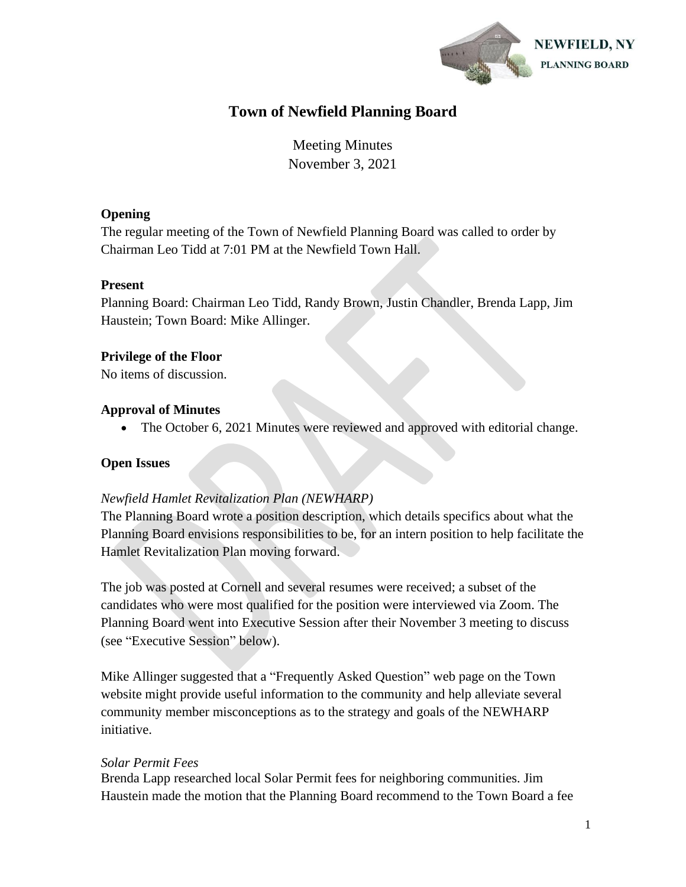NEWFIELD, NY
PLANNING BOARD

# Town of Newfield Planning Board

Meeting Minutes
November 3, 2021

**Opening**

The regular meeting of the Town of Newfield Planning Board was called to order by Chairman Leo Tidd at 7:01 PM at the Newfield Town Hall.

**Present**

Planning Board: Chairman Leo Tidd, Randy Brown, Justin Chandler, Brenda Lapp, Jim Haustein; Town Board: Mike Allinger.

**Privilege of the Floor**

No items of discussion.

**Approval of Minutes**

- The October 6, 2021 Minutes were reviewed and approved with editorial change.

**Open Issues**

*Newfield Hamlet Revitalization Plan (NEWHARP)*

The Planning Board wrote a position description, which details specifics about what the Planning Board envisions responsibilities to be, for an intern position to help facilitate the Hamlet Revitalization Plan moving forward.

The job was posted at Cornell and several resumes were received; a subset of the candidates who were most qualified for the position were interviewed via Zoom. The Planning Board went into Executive Session after their November 3 meeting to discuss (see "Executive Session" below).

Mike Allinger suggested that a "Frequently Asked Question" web page on the Town website might provide useful information to the community and help alleviate several community member misconceptions as to the strategy and goals of the NEWHARP initiative.

*Solar Permit Fees*

Brenda Lapp researched local Solar Permit fees for neighboring communities. Jim Haustein made the motion that the Planning Board recommend to the Town Board a fee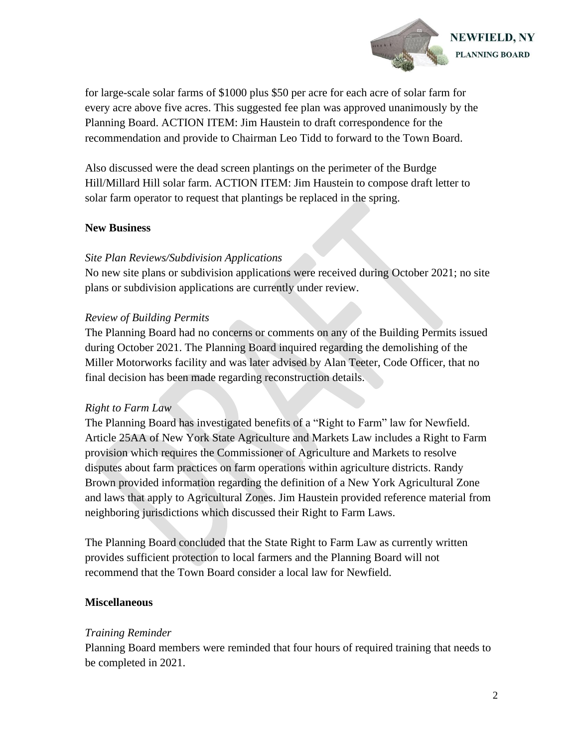for large-scale solar farms of $1000 plus $50 per acre for each acre of solar farm for every acre above five acres. This suggested fee plan was approved unanimously by the Planning Board. ACTION ITEM: Jim Haustein to draft correspondence for the recommendation and provide to Chairman Leo Tidd to forward to the Town Board.

Also discussed were the dead screen plantings on the perimeter of the Burdge Hill/Millard Hill solar farm. ACTION ITEM: Jim Haustein to compose draft letter to solar farm operator to request that plantings be replaced in the spring.

**New Business**

*Site Plan Reviews/Subdivision Applications*
No new site plans or subdivision applications were received during October 2021; no site plans or subdivision applications are currently under review.

*Review of Building Permits*
The Planning Board had no concerns or comments on any of the Building Permits issued during October 2021. The Planning Board inquired regarding the demolishing of the Miller Motorworks facility and was later advised by Alan Teeter, Code Officer, that no final decision has been made regarding reconstruction details.

*Right to Farm Law*
The Planning Board has investigated benefits of a "Right to Farm" law for Newfield. Article 25AA of New York State Agriculture and Markets Law includes a Right to Farm provision which requires the Commissioner of Agriculture and Markets to resolve disputes about farm practices on farm operations within agriculture districts. Randy Brown provided information regarding the definition of a New York Agricultural Zone and laws that apply to Agricultural Zones. Jim Haustein provided reference material from neighboring jurisdictions which discussed their Right to Farm Laws.

The Planning Board concluded that the State Right to Farm Law as currently written provides sufficient protection to local farmers and the Planning Board will not recommend that the Town Board consider a local law for Newfield.

**Miscellaneous**

*Training Reminder*
Planning Board members were reminded that four hours of required training that needs to be completed in 2021.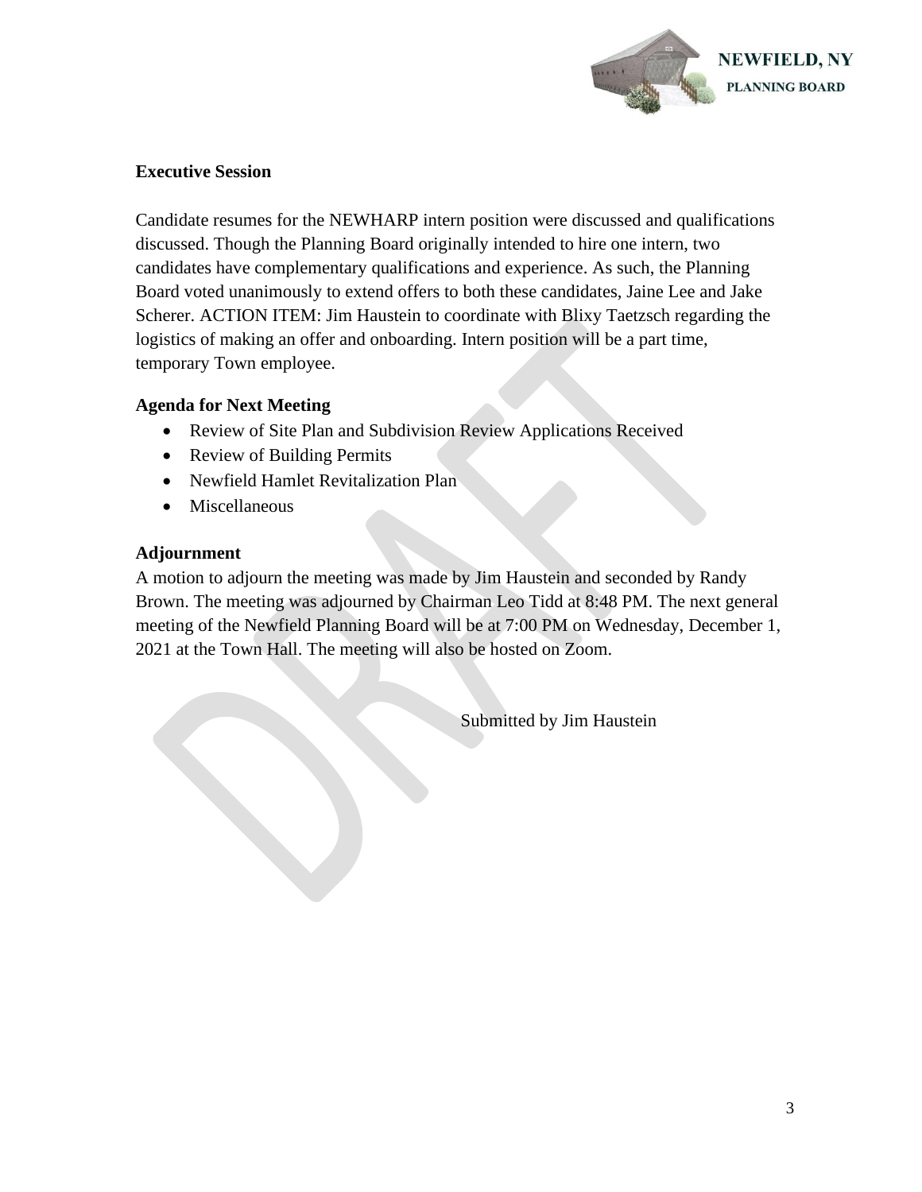**Executive Session**

Candidate resumes for the NEWHARP intern position were discussed and qualifications discussed. Though the Planning Board originally intended to hire one intern, two candidates have complementary qualifications and experience. As such, the Planning Board voted unanimously to extend offers to both these candidates, Jaine Lee and Jake Scherer. ACTION ITEM: Jim Haustein to coordinate with Blixy Taetzsch regarding the logistics of making an offer and onboarding. Intern position will be a part time, temporary Town employee.

**Agenda for Next Meeting**

- Review of Site Plan and Subdivision Review Applications Received
- Review of Building Permits
- Newfield Hamlet Revitalization Plan
- Miscellaneous

**Adjournment**

A motion to adjourn the meeting was made by Jim Haustein and seconded by Randy Brown. The meeting was adjourned by Chairman Leo Tidd at 8:48 PM. The next general meeting of the Newfield Planning Board will be at 7:00 PM on Wednesday, December 1, 2021 at the Town Hall. The meeting will also be hosted on Zoom.

Submitted by Jim Haustein